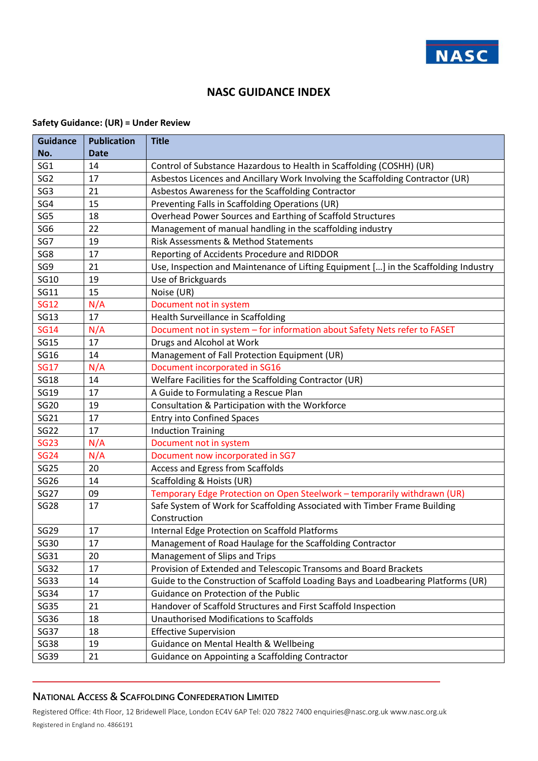NASC

# NASC GUIDANCE INDEX

**Safety Guidance: (UR) = Under Review**

| Guidance No. | Publication Date | Title |
|---|---|---|
| SG1 | 14 | Control of Substance Hazardous to Health in Scaffolding (COSHH) (UR) |
| SG2 | 17 | Asbestos Licences and Ancillary Work Involving the Scaffolding Contractor (UR) |
| SG3 | 21 | Asbestos Awareness for the Scaffolding Contractor |
| SG4 | 15 | Preventing Falls in Scaffolding Operations (UR) |
| SG5 | 18 | Overhead Power Sources and Earthing of Scaffold Structures |
| SG6 | 22 | Management of manual handling in the scaffolding industry |
| SG7 | 19 | Risk Assessments & Method Statements |
| SG8 | 17 | Reporting of Accidents Procedure and RIDDOR |
| SG9 | 21 | Use, Inspection and Maintenance of Lifting Equipment [...] in the Scaffolding Industry |
| SG10 | 19 | Use of Brickguards |
| SG11 | 15 | Noise (UR) |
| SG12 | N/A | Document not in system |
| SG13 | 17 | Health Surveillance in Scaffolding |
| SG14 | N/A | Document not in system – for information about Safety Nets refer to FASET |
| SG15 | 17 | Drugs and Alcohol at Work |
| SG16 | 14 | Management of Fall Protection Equipment (UR) |
| SG17 | N/A | Document incorporated in SG16 |
| SG18 | 14 | Welfare Facilities for the Scaffolding Contractor (UR) |
| SG19 | 17 | A Guide to Formulating a Rescue Plan |
| SG20 | 19 | Consultation & Participation with the Workforce |
| SG21 | 17 | Entry into Confined Spaces |
| SG22 | 17 | Induction Training |
| SG23 | N/A | Document not in system |
| SG24 | N/A | Document now incorporated in SG7 |
| SG25 | 20 | Access and Egress from Scaffolds |
| SG26 | 14 | Scaffolding & Hoists (UR) |
| SG27 | 09 | Temporary Edge Protection on Open Steelwork – temporarily withdrawn (UR) |
| SG28 | 17 | Safe System of Work for Scaffolding Associated with Timber Frame Building Construction |
| SG29 | 17 | Internal Edge Protection on Scaffold Platforms |
| SG30 | 17 | Management of Road Haulage for the Scaffolding Contractor |
| SG31 | 20 | Management of Slips and Trips |
| SG32 | 17 | Provision of Extended and Telescopic Transoms and Board Brackets |
| SG33 | 14 | Guide to the Construction of Scaffold Loading Bays and Loadbearing Platforms (UR) |
| SG34 | 17 | Guidance on Protection of the Public |
| SG35 | 21 | Handover of Scaffold Structures and First Scaffold Inspection |
| SG36 | 18 | Unauthorised Modifications to Scaffolds |
| SG37 | 18 | Effective Supervision |
| SG38 | 19 | Guidance on Mental Health & Wellbeing |
| SG39 | 21 | Guidance on Appointing a Scaffolding Contractor |

**NATIONAL ACCESS & SCAFFOLDING CONFEDERATION LIMITED**

Registered Office: 4th Floor, 12 Bridewell Place, London EC4V 6AP Tel: 020 7822 7400 enquiries@nasc.org.uk www.nasc.org.uk

Registered in England no. 4866191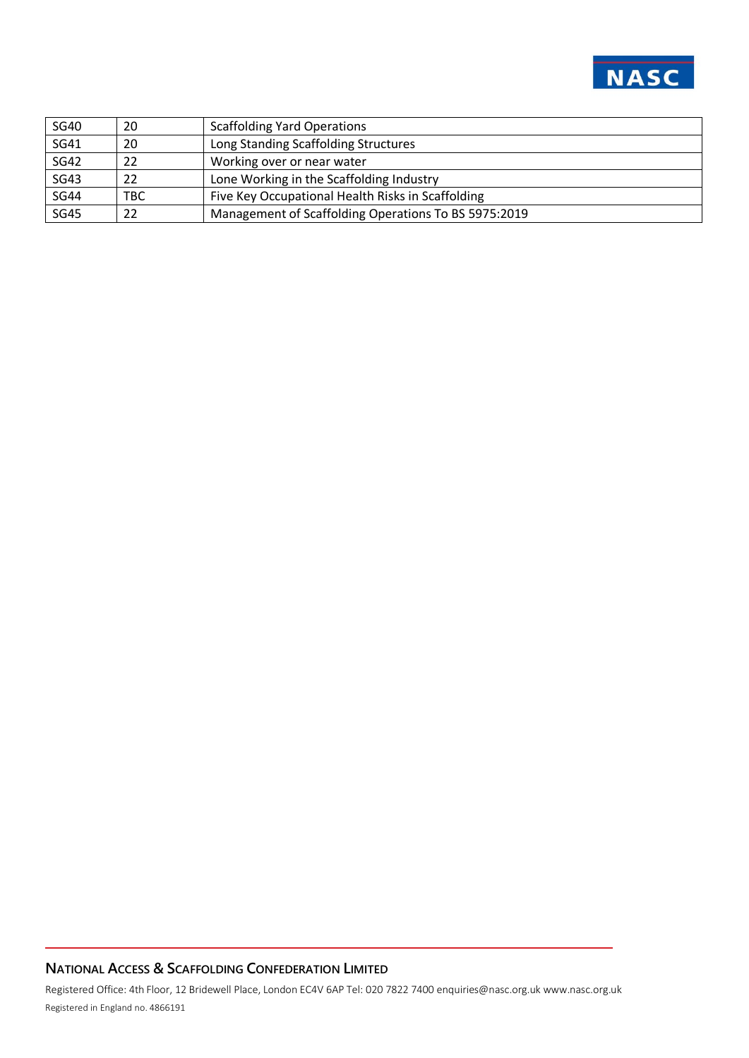| SG40 | 20 | Scaffolding Yard Operations |
|---|---|---|
| SG41 | 20 | Long Standing Scaffolding Structures |
| SG42 | 22 | Working over or near water |
| SG43 | 22 | Lone Working in the Scaffolding Industry |
| SG44 | TBC | Five Key Occupational Health Risks in Scaffolding |
| SG45 | 22 | Management of Scaffolding Operations To BS 5975:2019 |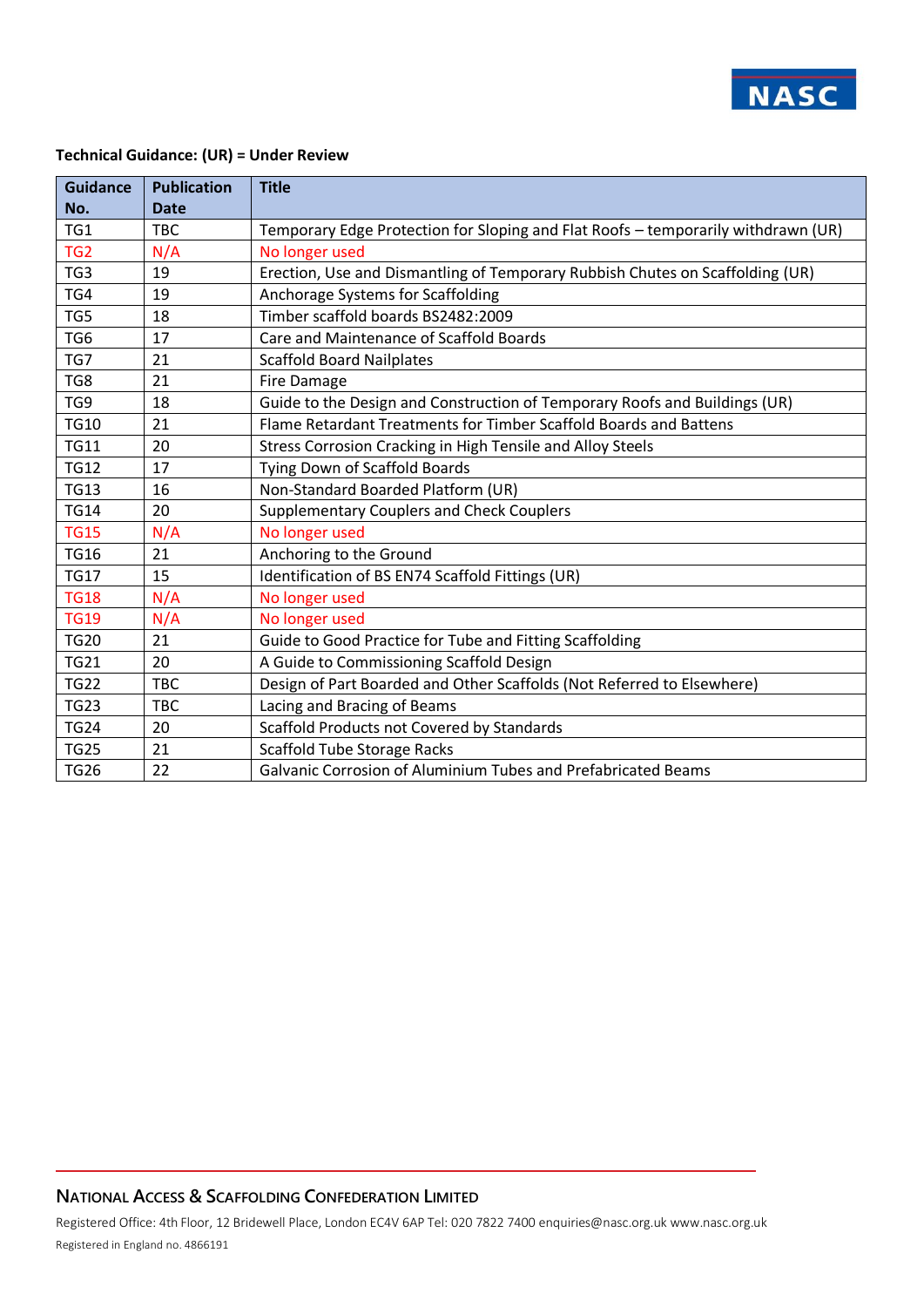**Technical Guidance: (UR) = Under Review**

| Guidance No. | Publication Date | Title |
|---|---|---|
| TG1 | TBC | Temporary Edge Protection for Sloping and Flat Roofs – temporarily withdrawn (UR) |
| TG2 | N/A | No longer used |
| TG3 | 19 | Erection, Use and Dismantling of Temporary Rubbish Chutes on Scaffolding (UR) |
| TG4 | 19 | Anchorage Systems for Scaffolding |
| TG5 | 18 | Timber scaffold boards BS2482:2009 |
| TG6 | 17 | Care and Maintenance of Scaffold Boards |
| TG7 | 21 | Scaffold Board Nailplates |
| TG8 | 21 | Fire Damage |
| TG9 | 18 | Guide to the Design and Construction of Temporary Roofs and Buildings (UR) |
| TG10 | 21 | Flame Retardant Treatments for Timber Scaffold Boards and Battens |
| TG11 | 20 | Stress Corrosion Cracking in High Tensile and Alloy Steels |
| TG12 | 17 | Tying Down of Scaffold Boards |
| TG13 | 16 | Non-Standard Boarded Platform (UR) |
| TG14 | 20 | Supplementary Couplers and Check Couplers |
| TG15 | N/A | No longer used |
| TG16 | 21 | Anchoring to the Ground |
| TG17 | 15 | Identification of BS EN74 Scaffold Fittings (UR) |
| TG18 | N/A | No longer used |
| TG19 | N/A | No longer used |
| TG20 | 21 | Guide to Good Practice for Tube and Fitting Scaffolding |
| TG21 | 20 | A Guide to Commissioning Scaffold Design |
| TG22 | TBC | Design of Part Boarded and Other Scaffolds (Not Referred to Elsewhere) |
| TG23 | TBC | Lacing and Bracing of Beams |
| TG24 | 20 | Scaffold Products not Covered by Standards |
| TG25 | 21 | Scaffold Tube Storage Racks |
| TG26 | 22 | Galvanic Corrosion of Aluminium Tubes and Prefabricated Beams |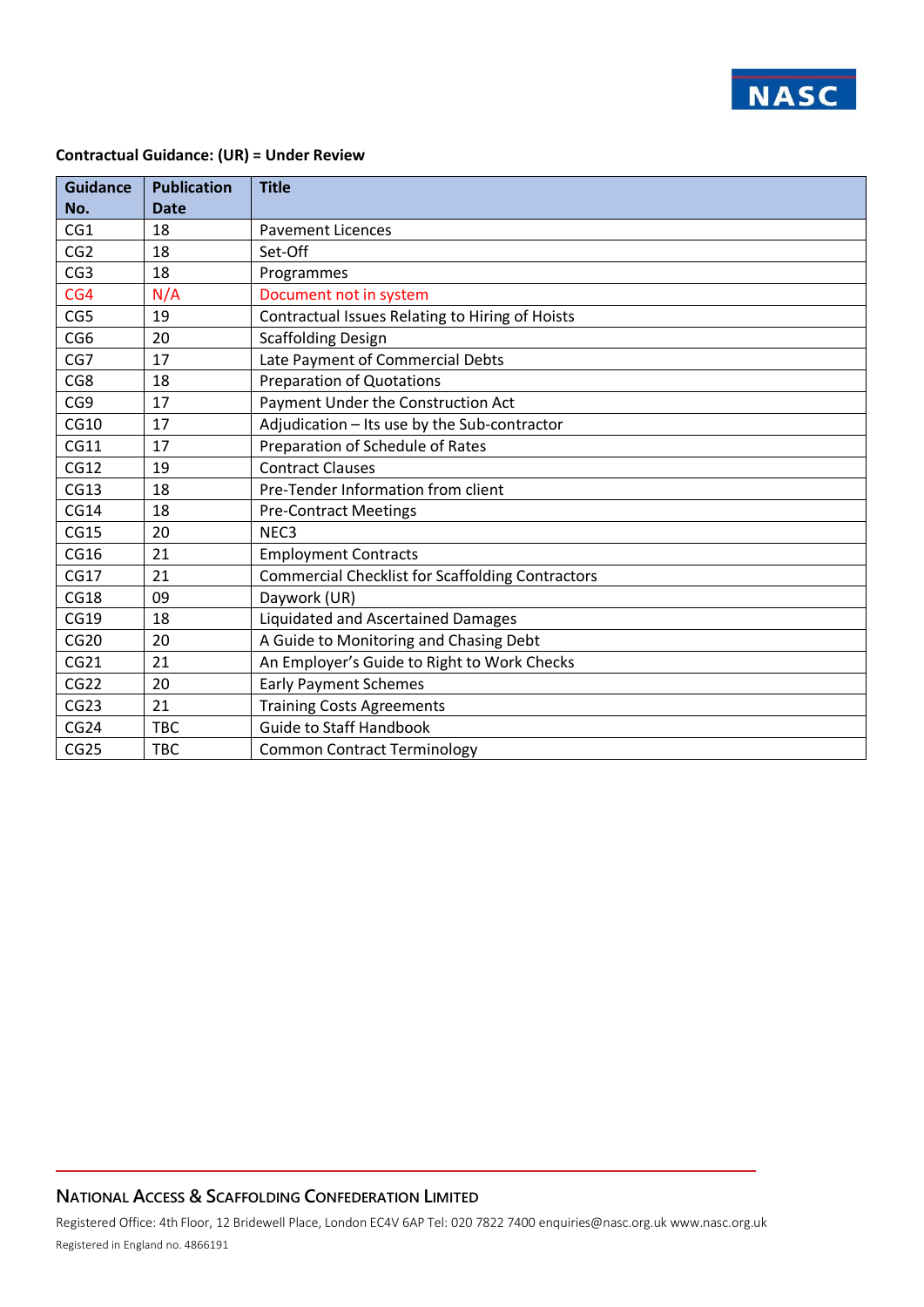**Contractual Guidance: (UR) = Under Review**

| Guidance No. | Publication Date | Title |
|---|---|---|
| CG1 | 18 | Pavement Licences |
| CG2 | 18 | Set-Off |
| CG3 | 18 | Programmes |
| CG4 | N/A | Document not in system |
| CG5 | 19 | Contractual Issues Relating to Hiring of Hoists |
| CG6 | 20 | Scaffolding Design |
| CG7 | 17 | Late Payment of Commercial Debts |
| CG8 | 18 | Preparation of Quotations |
| CG9 | 17 | Payment Under the Construction Act |
| CG10 | 17 | Adjudication – Its use by the Sub-contractor |
| CG11 | 17 | Preparation of Schedule of Rates |
| CG12 | 19 | Contract Clauses |
| CG13 | 18 | Pre-Tender Information from client |
| CG14 | 18 | Pre-Contract Meetings |
| CG15 | 20 | NEC3 |
| CG16 | 21 | Employment Contracts |
| CG17 | 21 | Commercial Checklist for Scaffolding Contractors |
| CG18 | 09 | Daywork (UR) |
| CG19 | 18 | Liquidated and Ascertained Damages |
| CG20 | 20 | A Guide to Monitoring and Chasing Debt |
| CG21 | 21 | An Employer's Guide to Right to Work Checks |
| CG22 | 20 | Early Payment Schemes |
| CG23 | 21 | Training Costs Agreements |
| CG24 | TBC | Guide to Staff Handbook |
| CG25 | TBC | Common Contract Terminology |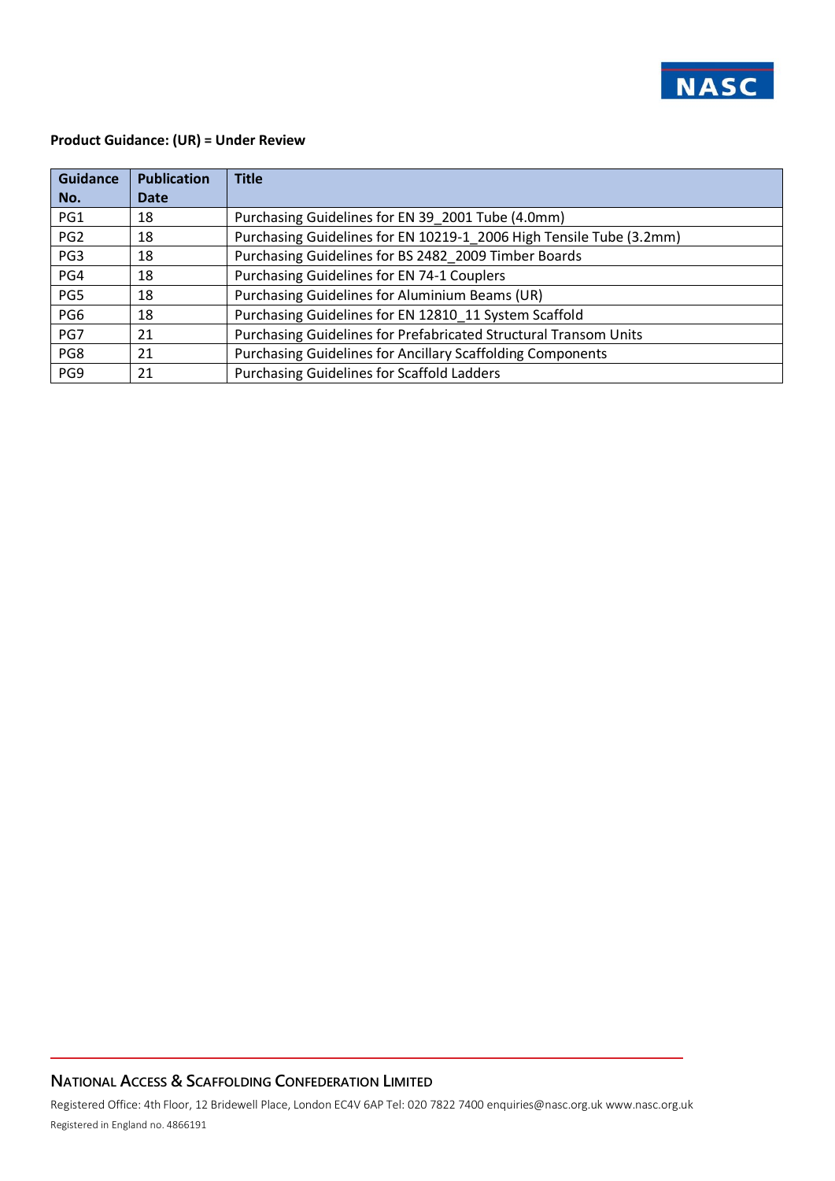**Product Guidance: (UR) = Under Review**

| Guidance No. | Publication Date | Title |
|---|---|---|
| PG1 | 18 | Purchasing Guidelines for EN 39_2001 Tube (4.0mm) |
| PG2 | 18 | Purchasing Guidelines for EN 10219-1_2006 High Tensile Tube (3.2mm) |
| PG3 | 18 | Purchasing Guidelines for BS 2482_2009 Timber Boards |
| PG4 | 18 | Purchasing Guidelines for EN 74-1 Couplers |
| PG5 | 18 | Purchasing Guidelines for Aluminium Beams (UR) |
| PG6 | 18 | Purchasing Guidelines for EN 12810_11 System Scaffold |
| PG7 | 21 | Purchasing Guidelines for Prefabricated Structural Transom Units |
| PG8 | 21 | Purchasing Guidelines for Ancillary Scaffolding Components |
| PG9 | 21 | Purchasing Guidelines for Scaffold Ladders |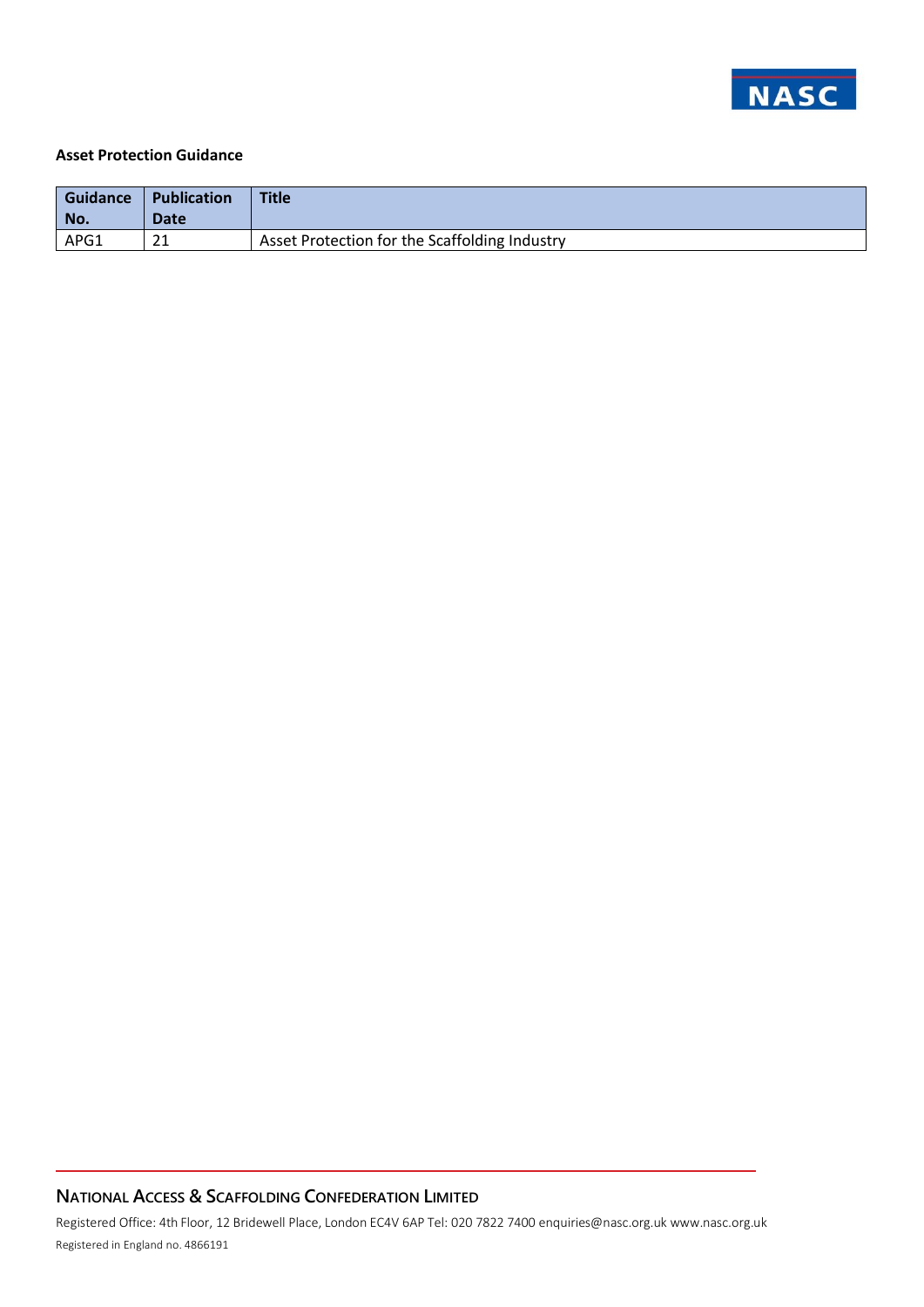**Asset Protection Guidance**

| Guidance No. | Publication Date | Title |
|---|---|---|
| APG1 | 21 | Asset Protection for the Scaffolding Industry |

NATIONAL ACCESS & SCAFFOLDING CONFEDERATION LIMITED

Registered Office: 4th Floor, 12 Bridewell Place, London EC4V 6AP Tel: 020 7822 7400 enquiries@nasc.org.uk www.nasc.org.uk

Registered in England no. 4866191